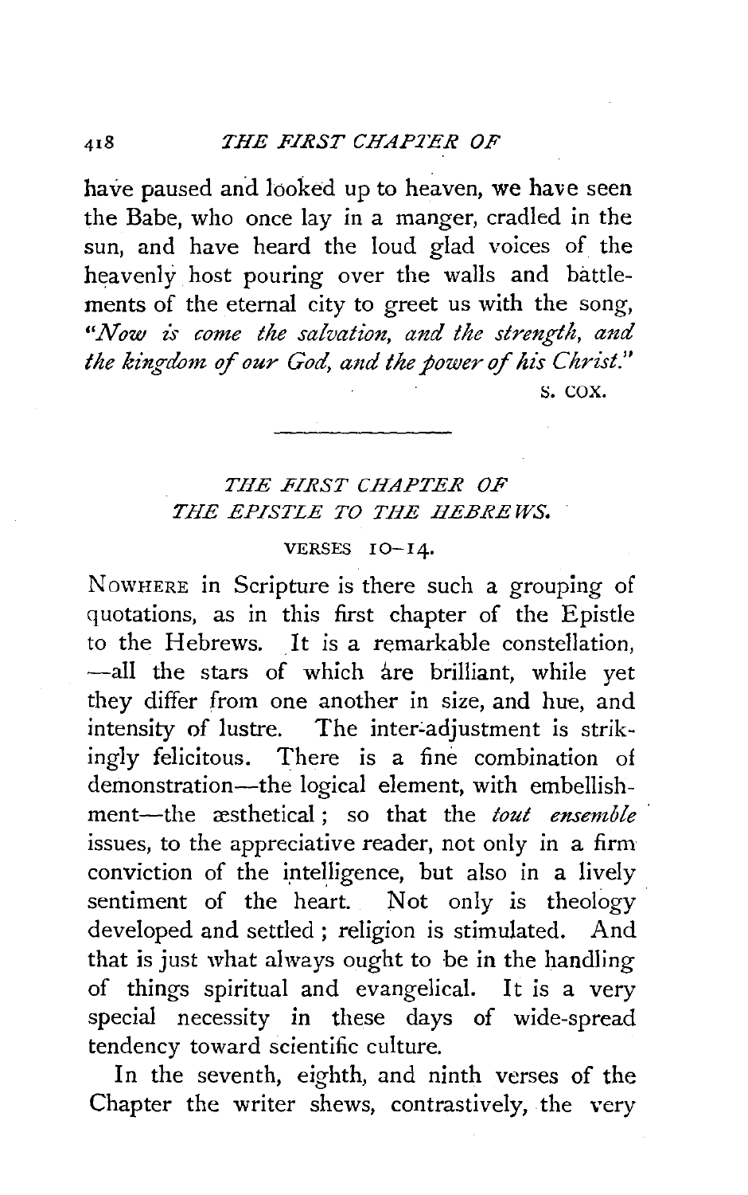have paused and looked up to heaven, we have seen the Babe, who once lay in a manger, cradled in the sun, and have heard the loud glad voices of the heavenly host pouring over the walls and battlements of the eternal city to greet us with the song, *"Now is come the salvation, and the strength, and the kingdom of our God, and the power of his Christ."*

S. COX.

---

## *THE FIRST CHAPTER OF THE EPISTLE TO THE HEBREWS.*

### VERSES 10–14.

NOWHERE in Scripture is there such a grouping of quotations, as in this first chapter of the Epistle to the Hebrews. It is a remarkable constellation, —all the stars of which are brilliant, while yet they differ from one another in size, and hue, and intensity of lustre. The inter-adjustment is strikingly felicitous. There is a fine combination of demonstration—the logical element, with embellishment—the æsthetical; so that the *tout ensemble* issues, to the appreciative reader, not only in a firm conviction of the intelligence, but also in a lively sentiment of the heart. Not only is theology developed and settled; religion is stimulated. And that is just what always ought to be in the handling of things spiritual and evangelical. It is a very special necessity in these days of wide-spread tendency toward scientific culture.

In the seventh, eighth, and ninth verses of the Chapter the writer shews, contrastively, the very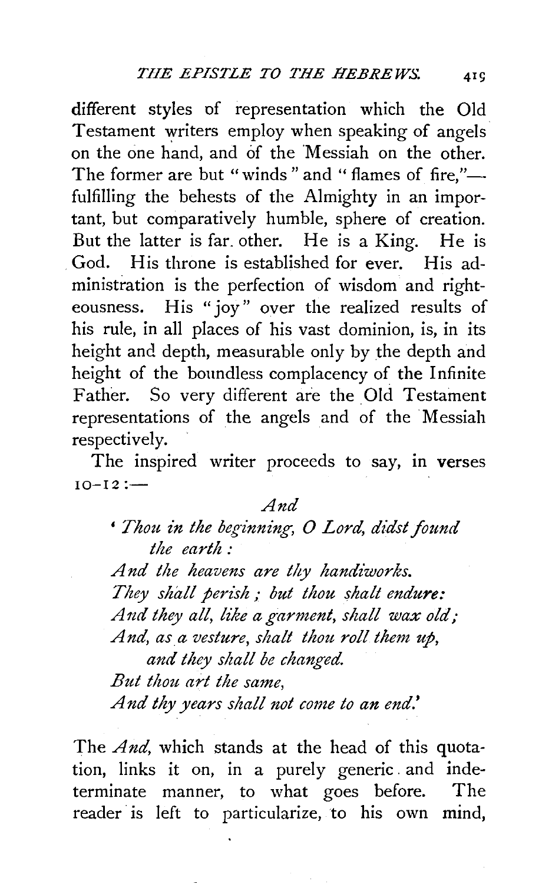different styles of representation which the Old Testament writers employ when speaking of angels on the one hand, and of the Messiah on the other. The former are but "winds" and "flames of fire,"—fulfilling the behests of the Almighty in an important, but comparatively humble, sphere of creation. But the latter is far other. He is a King. He is God. His throne is established for ever. His administration is the perfection of wisdom and righteousness. His "joy" over the realized results of his rule, in all places of his vast dominion, is, in its height and depth, measurable only by the depth and height of the boundless complacency of the Infinite Father. So very different are the Old Testament representations of the angels and of the Messiah respectively.

The inspired writer proceeds to say, in verses 10–12:—

*And*

*'Thou in the beginning, O Lord, didst found the earth:*
*And the heavens are thy handiworks.*
*They shall perish; but thou shalt endure:*
*And they all, like a garment, shall wax old;*
*And, as a vesture, shalt thou roll them up, and they shall be changed.*
*But thou art the same,*
*And thy years shall not come to an end.'*

The *And*, which stands at the head of this quotation, links it on, in a purely generic and indeterminate manner, to what goes before. The reader is left to particularize, to his own mind,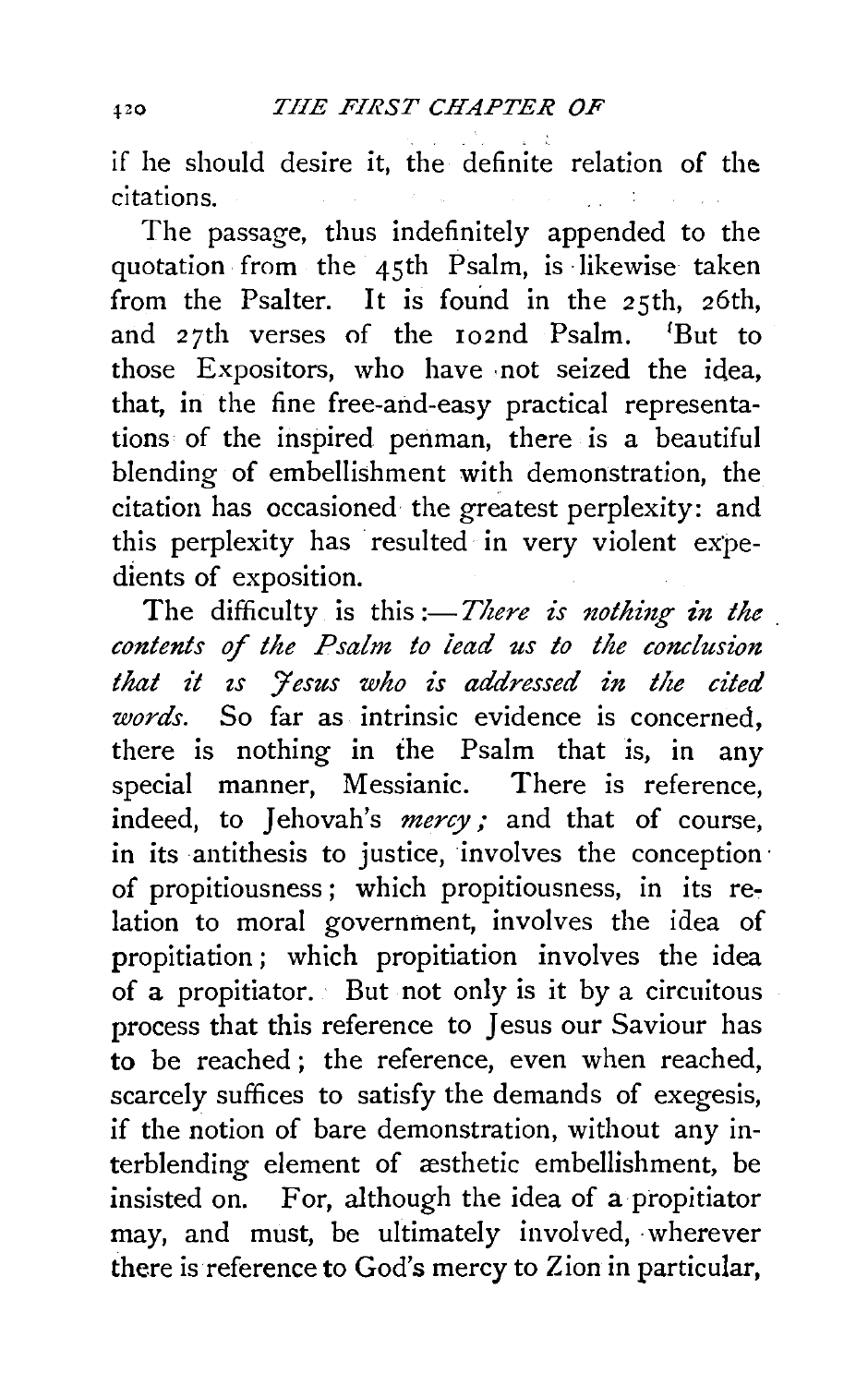if he should desire it, the definite relation of the citations.

The passage, thus indefinitely appended to the quotation from the 45th Psalm, is likewise taken from the Psalter. It is found in the 25th, 26th, and 27th verses of the 102nd Psalm. 'But to those Expositors, who have not seized the idea, that, in the fine free-and-easy practical representations of the inspired penman, there is a beautiful blending of embellishment with demonstration, the citation has occasioned the greatest perplexity: and this perplexity has resulted in very violent expedients of exposition.

The difficulty is this:—*There is nothing in the contents of the Psalm to lead us to the conclusion that it is Jesus who is addressed in the cited words.* So far as intrinsic evidence is concerned, there is nothing in the Psalm that is, in any special manner, Messianic. There is reference, indeed, to Jehovah's *mercy;* and that of course, in its antithesis to justice, involves the conception of propitiousness; which propitiousness, in its relation to moral government, involves the idea of propitiation; which propitiation involves the idea of a propitiator. But not only is it by a circuitous process that this reference to Jesus our Saviour has to be reached; the reference, even when reached, scarcely suffices to satisfy the demands of exegesis, if the notion of bare demonstration, without any interblending element of æsthetic embellishment, be insisted on. For, although the idea of a propitiator may, and must, be ultimately involved, wherever there is reference to God's mercy to Zion in particular,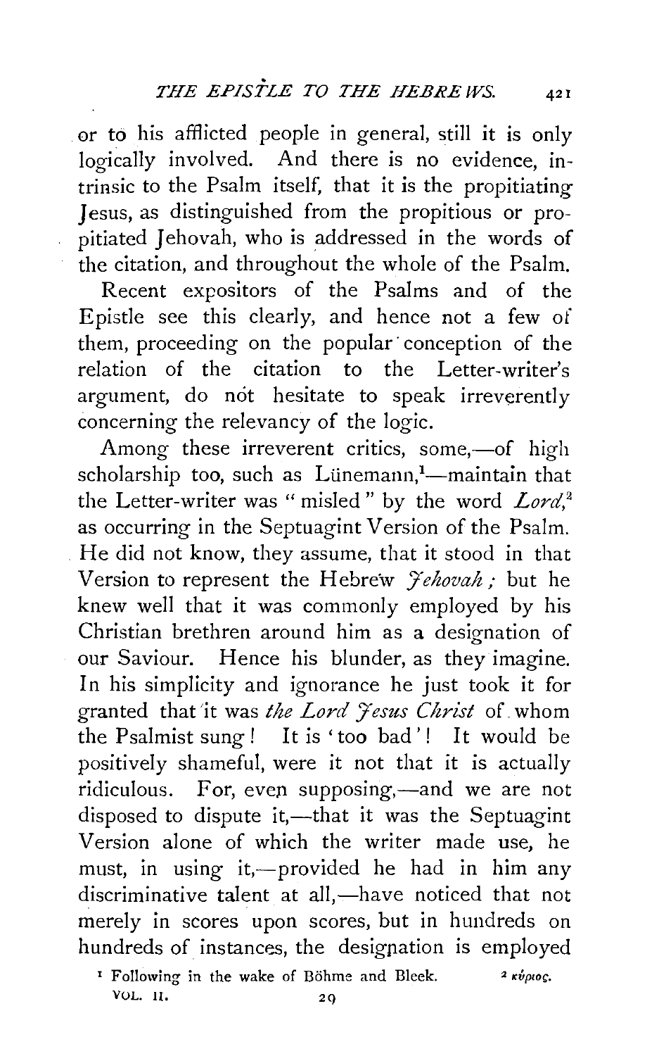or to his afflicted people in general, still it is only logically involved. And there is no evidence, intrinsic to the Psalm itself, that it is the propitiating Jesus, as distinguished from the propitious or propitiated Jehovah, who is addressed in the words of the citation, and throughout the whole of the Psalm.

Recent expositors of the Psalms and of the Epistle see this clearly, and hence not a few of them, proceeding on the popular conception of the relation of the citation to the Letter-writer's argument, do not hesitate to speak irreverently concerning the relevancy of the logic.

Among these irreverent critics, some,—of high scholarship too, such as Lünemann,[1]—maintain that the Letter-writer was "misled" by the word *Lord*,[2] as occurring in the Septuagint Version of the Psalm. He did not know, they assume, that it stood in that Version to represent the Hebrew *Jehovah*; but he knew well that it was commonly employed by his Christian brethren around him as a designation of our Saviour. Hence his blunder, as they imagine. In his simplicity and ignorance he just took it for granted that it was *the Lord Jesus Christ* of whom the Psalmist sung! It is 'too bad'! It would be positively shameful, were it not that it is actually ridiculous. For, even supposing,—and we are not disposed to dispute it,—that it was the Septuagint Version alone of which the writer made use, he must, in using it,—provided he had in him any discriminative talent at all,—have noticed that not merely in scores upon scores, but in hundreds on hundreds of instances, the designation is employed

[1] Following in the wake of Böhme and Bleek.

[2] κύριος.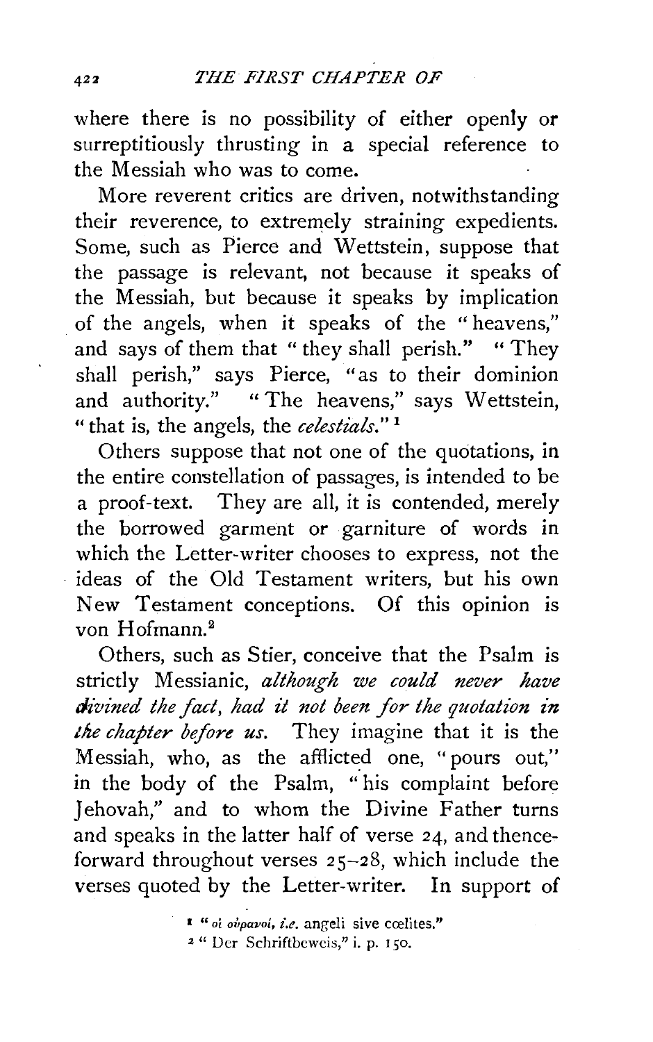where there is no possibility of either openly or surreptitiously thrusting in a special reference to the Messiah who was to come.

More reverent critics are driven, notwithstanding their reverence, to extremely straining expedients. Some, such as Pierce and Wettstein, suppose that the passage is relevant, not because it speaks of the Messiah, but because it speaks by implication of the angels, when it speaks of the "heavens," and says of them that "they shall perish." "They shall perish," says Pierce, "as to their dominion and authority." "The heavens," says Wettstein, "that is, the angels, the *celestials*."[1]

Others suppose that not one of the quotations, in the entire constellation of passages, is intended to be a proof-text. They are all, it is contended, merely the borrowed garment or garniture of words in which the Letter-writer chooses to express, not the ideas of the Old Testament writers, but his own New Testament conceptions. Of this opinion is von Hofmann.[2]

Others, such as Stier, conceive that the Psalm is strictly Messianic, *although we could never have divined the fact, had it not been for the quotation in the chapter before us.* They imagine that it is the Messiah, who, as the afflicted one, "pours out," in the body of the Psalm, "his complaint before Jehovah," and to whom the Divine Father turns and speaks in the latter half of verse 24, and thenceforward throughout verses 25–28, which include the verses quoted by the Letter-writer. In support of

[1] "οἱ οὐρανοί, *i.e.* angeli sive cœlites."

[2] "Der Schriftbeweis," i. p. 150.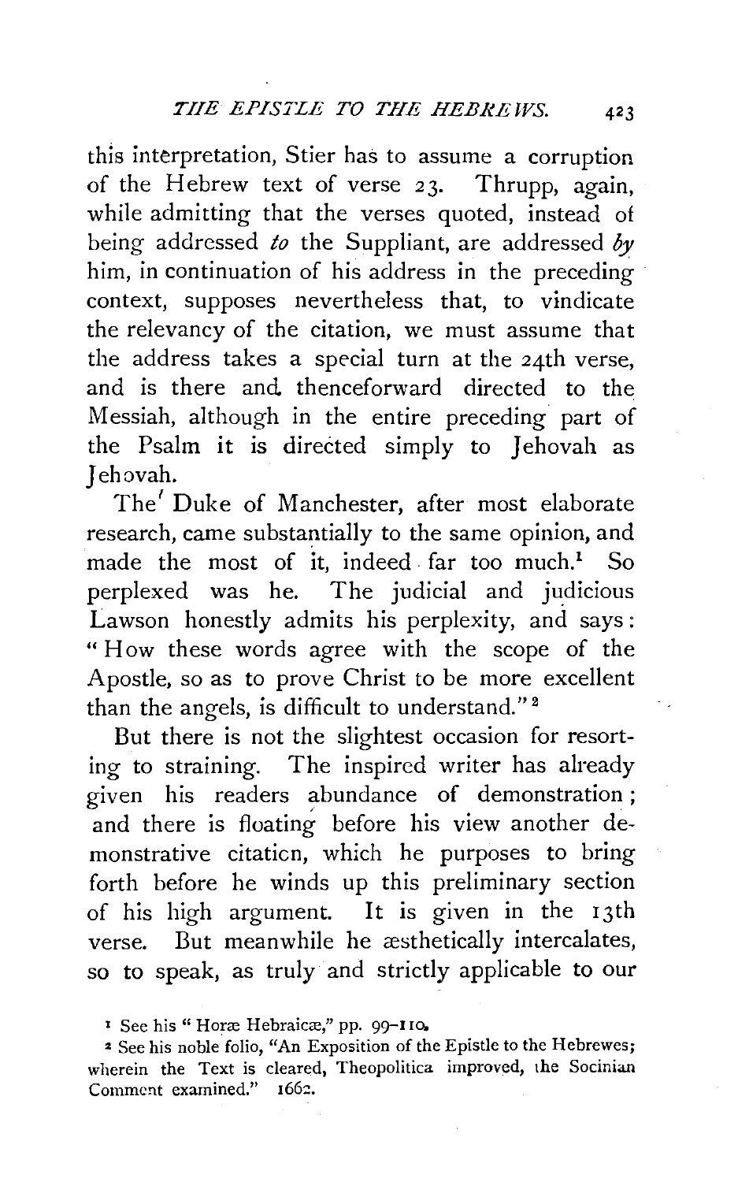this interpretation, Stier has to assume a corruption of the Hebrew text of verse 23. Thrupp, again, while admitting that the verses quoted, instead of being addressed *to* the Suppliant, are addressed *by* him, in continuation of his address in the preceding context, supposes nevertheless that, to vindicate the relevancy of the citation, we must assume that the address takes a special turn at the 24th verse, and is there and thenceforward directed to the Messiah, although in the entire preceding part of the Psalm it is directed simply to Jehovah as Jehovah.

The Duke of Manchester, after most elaborate research, came substantially to the same opinion, and made the most of it, indeed far too much.[1] So perplexed was he. The judicial and judicious Lawson honestly admits his perplexity, and says: "How these words agree with the scope of the Apostle, so as to prove Christ to be more excellent than the angels, is difficult to understand."[2]

But there is not the slightest occasion for resorting to straining. The inspired writer has already given his readers abundance of demonstration; and there is floating before his view another demonstrative citation, which he purposes to bring forth before he winds up this preliminary section of his high argument. It is given in the 13th verse. But meanwhile he æsthetically intercalates, so to speak, as truly and strictly applicable to our

[1] See his "Horæ Hebraicæ," pp. 99–110.

[2] See his noble folio, "An Exposition of the Epistle to the Hebrewes; wherein the Text is cleared, Theopolitica improved, the Socinian Comment examined." 1662.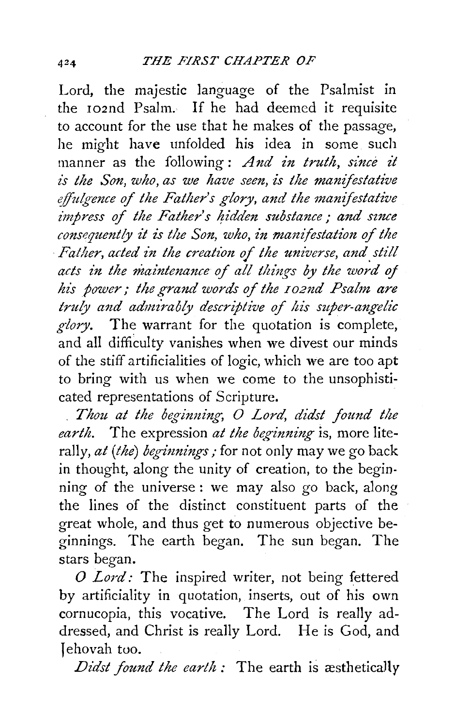Lord, the majestic language of the Psalmist in the 102nd Psalm. If he had deemed it requisite to account for the use that he makes of the passage, he might have unfolded his idea in some such manner as the following: *And in truth, since it is the Son, who, as we have seen, is the manifestative effulgence of the Father's glory, and the manifestative impress of the Father's hidden substance; and since consequently it is the Son, who, in manifestation of the Father, acted in the creation of the universe, and still acts in the maintenance of all things by the word of his power; the grand words of the 102nd Psalm are truly and admirably descriptive of his super-angelic glory.* The warrant for the quotation is complete, and all difficulty vanishes when we divest our minds of the stiff artificialities of logic, which we are too apt to bring with us when we come to the unsophisticated representations of Scripture.

*Thou at the beginning, O Lord, didst found the earth.* The expression *at the beginning* is, more literally, *at (the) beginnings;* for not only may we go back in thought, along the unity of creation, to the beginning of the universe: we may also go back, along the lines of the distinct constituent parts of the great whole, and thus get to numerous objective beginnings. The earth began. The sun began. The stars began.

*O Lord:* The inspired writer, not being fettered by artificiality in quotation, inserts, out of his own cornucopia, this vocative. The Lord is really addressed, and Christ is really Lord. He is God, and Jehovah too.

*Didst found the earth:* The earth is æsthetically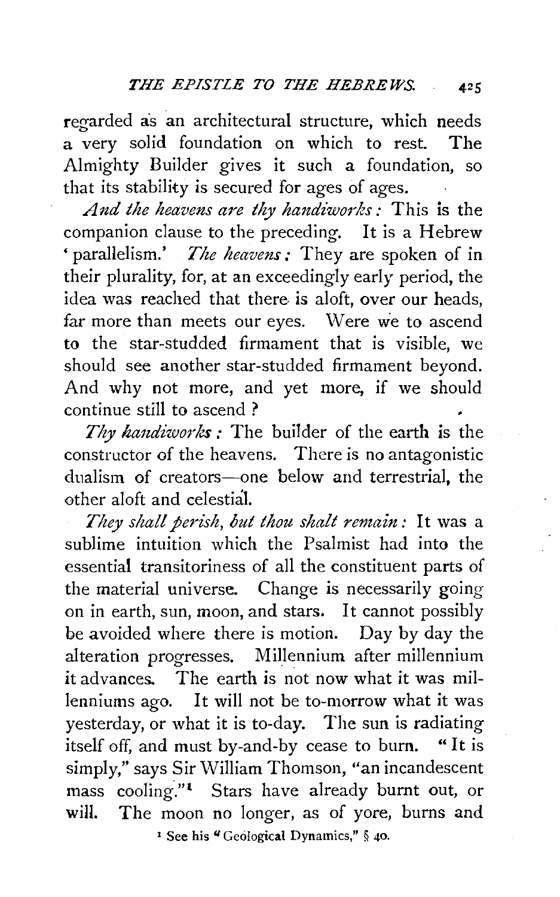regarded as an architectural structure, which needs a very solid foundation on which to rest. The Almighty Builder gives it such a foundation, so that its stability is secured for ages of ages.

*And the heavens are thy handiworks:* This is the companion clause to the preceding. It is a Hebrew 'parallelism.' *The heavens:* They are spoken of in their plurality, for, at an exceedingly early period, the idea was reached that there is aloft, over our heads, far more than meets our eyes. Were we to ascend to the star-studded firmament that is visible, we should see another star-studded firmament beyond. And why not more, and yet more, if we should continue still to ascend?

*Thy handiworks:* The builder of the earth is the constructor of the heavens. There is no antagonistic dualism of creators—one below and terrestrial, the other aloft and celestial.

*They shall perish, but thou shalt remain:* It was a sublime intuition which the Psalmist had into the essential transitoriness of all the constituent parts of the material universe. Change is necessarily going on in earth, sun, moon, and stars. It cannot possibly be avoided where there is motion. Day by day the alteration progresses. Millennium after millennium it advances. The earth is not now what it was millenniums ago. It will not be to-morrow what it was yesterday, or what it is to-day. The sun is radiating itself off, and must by-and-by cease to burn. "It is simply," says Sir William Thomson, "an incandescent mass cooling."[1] Stars have already burnt out, or will. The moon no longer, as of yore, burns and

[1] See his "Geological Dynamics," § 40.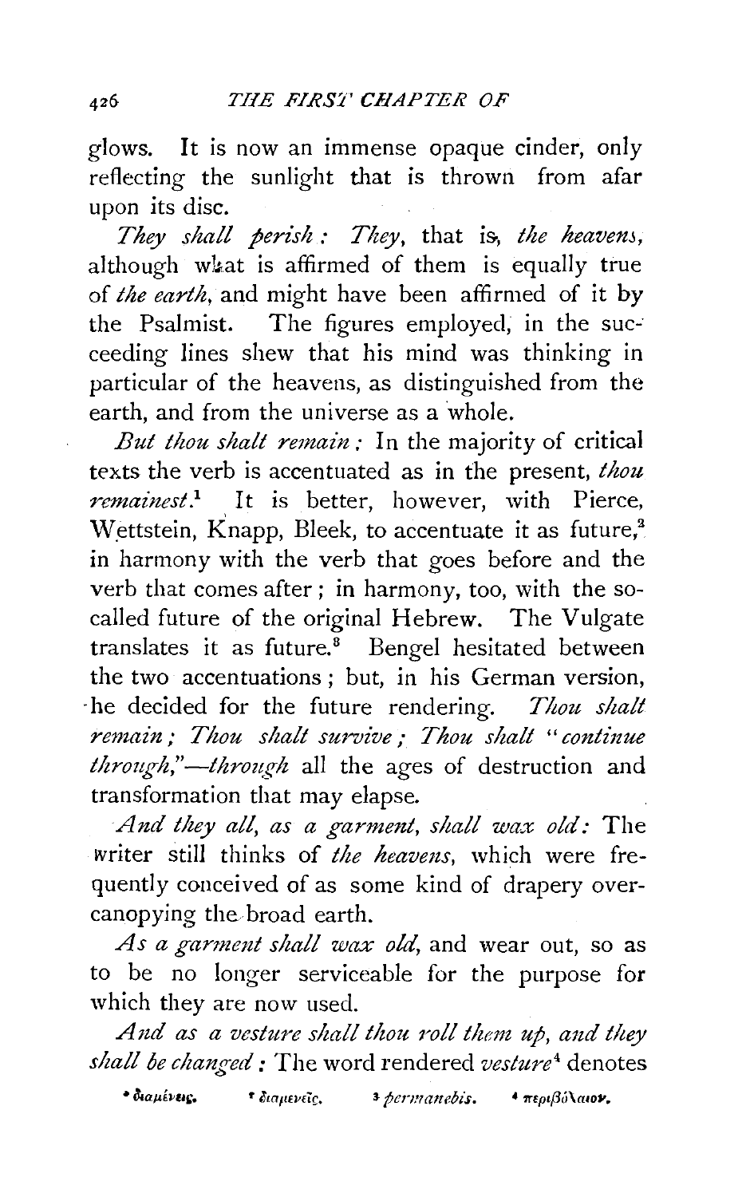glows. It is now an immense opaque cinder, only reflecting the sunlight that is thrown from afar upon its disc.

*They shall perish: They*, that is, *the heavens*, although what is affirmed of them is equally true of *the earth*, and might have been affirmed of it by the Psalmist. The figures employed, in the succeeding lines shew that his mind was thinking in particular of the heavens, as distinguished from the earth, and from the universe as a whole.

*But thou shalt remain:* In the majority of critical texts the verb is accentuated as in the present, *thou remainest*.[1] It is better, however, with Pierce, Wettstein, Knapp, Bleek, to accentuate it as future,[2] in harmony with the verb that goes before and the verb that comes after; in harmony, too, with the so-called future of the original Hebrew. The Vulgate translates it as future.[3] Bengel hesitated between the two accentuations; but, in his German version, he decided for the future rendering. *Thou shalt remain; Thou shalt survive; Thou shalt "continue through,"—through* all the ages of destruction and transformation that may elapse.

*And they all, as a garment, shall wax old:* The writer still thinks of *the heavens*, which were frequently conceived of as some kind of drapery over-canopying the broad earth.

*As a garment shall wax old*, and wear out, so as to be no longer serviceable for the purpose for which they are now used.

*And as a vesture shalt thou roll them up, and they shall be changed:* The word rendered *vesture*[4] denotes

[1] διαμένεις. [2] διαμενεῖς. [3] *permanebis*. [4] περιβόλαιον.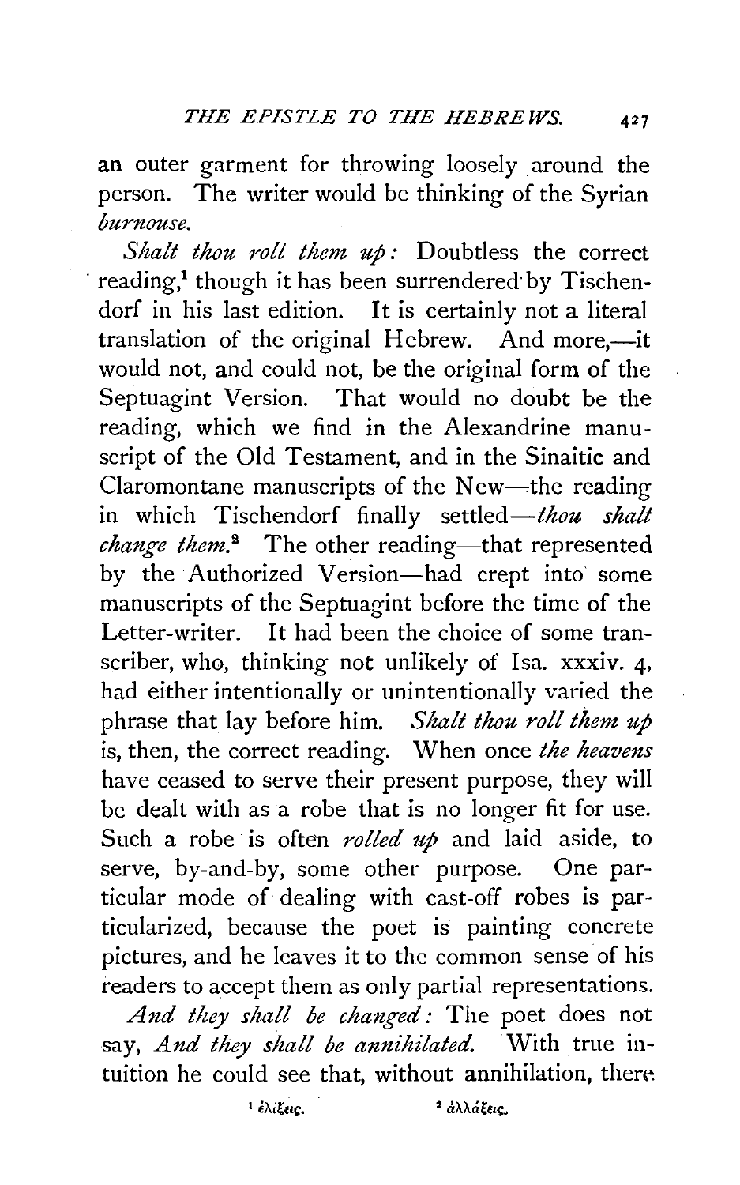an outer garment for throwing loosely around the person. The writer would be thinking of the Syrian *burnouse*.

*Shalt thou roll them up:* Doubtless the correct reading,[1] though it has been surrendered by Tischendorf in his last edition. It is certainly not a literal translation of the original Hebrew. And more,—it would not, and could not, be the original form of the Septuagint Version. That would no doubt be the reading, which we find in the Alexandrine manuscript of the Old Testament, and in the Sinaitic and Claromontane manuscripts of the New—the reading in which Tischendorf finally settled—*thou shalt change them.*[2] The other reading—that represented by the Authorized Version—had crept into some manuscripts of the Septuagint before the time of the Letter-writer. It had been the choice of some transcriber, who, thinking not unlikely of Isa. xxxiv. 4, had either intentionally or unintentionally varied the phrase that lay before him. *Shalt thou roll them up* is, then, the correct reading. When once *the heavens* have ceased to serve their present purpose, they will be dealt with as a robe that is no longer fit for use. Such a robe is often *rolled up* and laid aside, to serve, by-and-by, some other purpose. One particular mode of dealing with cast-off robes is particularized, because the poet is painting concrete pictures, and he leaves it to the common sense of his readers to accept them as only partial representations.

*And they shall be changed:* The poet does not say, *And they shall be annihilated.* With true intuition he could see that, without annihilation, there

[1] ἑλίξεις.

[2] ἀλλάξεις.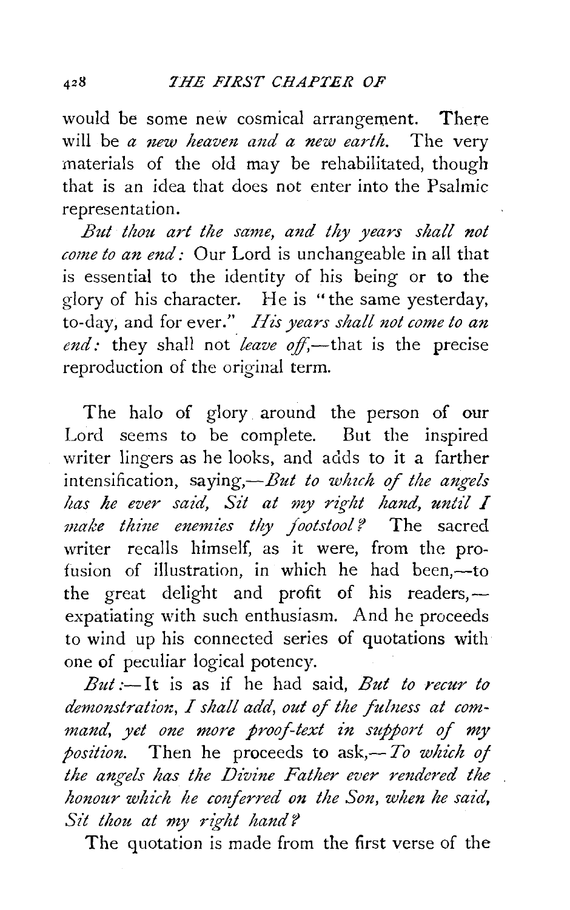would be some new cosmical arrangement. There will be *a new heaven and a new earth.* The very materials of the old may be rehabilitated, though that is an idea that does not enter into the Psalmic representation.

*But thou art the same, and thy years shall not come to an end:* Our Lord is unchangeable in all that is essential to the identity of his being or to the glory of his character. He is "the same yesterday, to-day, and for ever." *His years shall not come to an end:* they shall not *leave off*,—that is the precise reproduction of the original term.

The halo of glory around the person of our Lord seems to be complete. But the inspired writer lingers as he looks, and adds to it a farther intensification, saying,—*But to which of the angels has he ever said, Sit at my right hand, until I make thine enemies thy footstool?* The sacred writer recalls himself, as it were, from the profusion of illustration, in which he had been,—to the great delight and profit of his readers,—expatiating with such enthusiasm. And he proceeds to wind up his connected series of quotations with one of peculiar logical potency.

*But:*—It is as if he had said, *But to recur to demonstration, I shall add, out of the fulness at command, yet one more proof-text in support of my position.* Then he proceeds to ask,—*To which of the angels has the Divine Father ever rendered the honour which he conferred on the Son, when he said, Sit thou at my right hand?*

The quotation is made from the first verse of the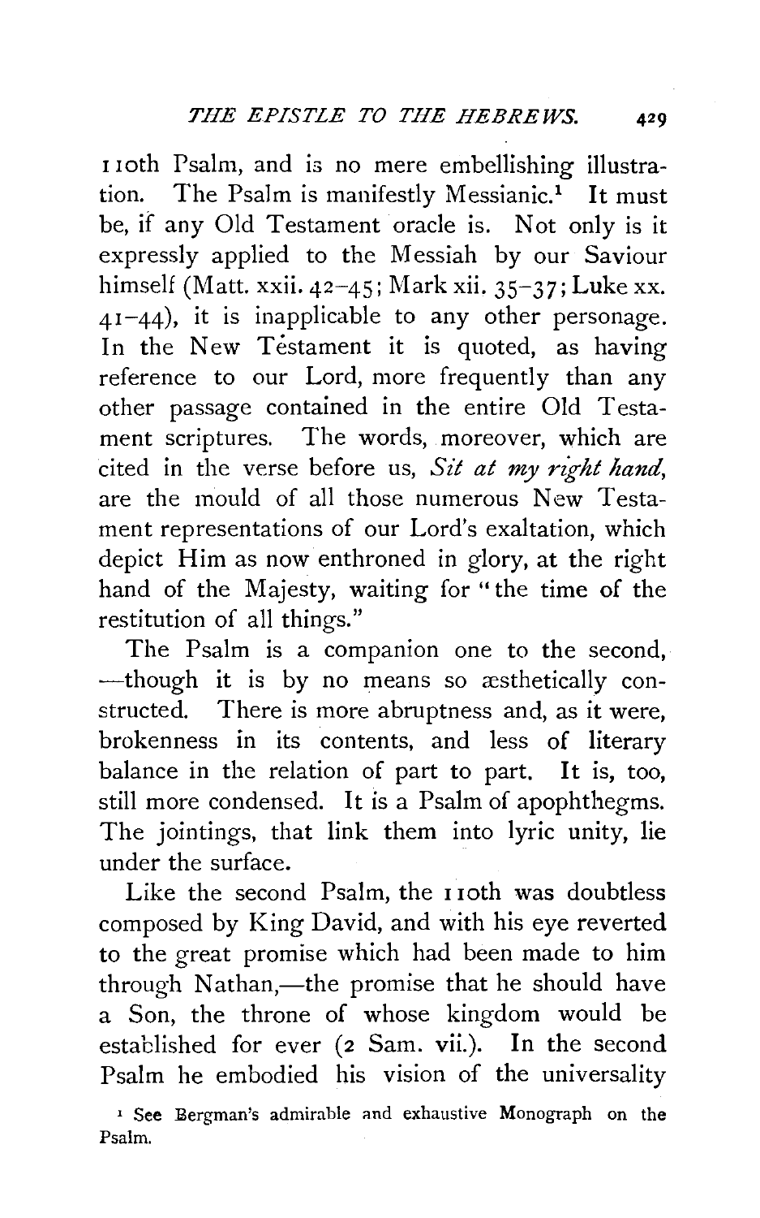110th Psalm, and is no mere embellishing illustration. The Psalm is manifestly Messianic.[1] It must be, if any Old Testament oracle is. Not only is it expressly applied to the Messiah by our Saviour himself (Matt. xxii. 42–45; Mark xii. 35–37; Luke xx. 41–44), it is inapplicable to any other personage. In the New Téstament it is quoted, as having reference to our Lord, more frequently than any other passage contained in the entire Old Testament scriptures. The words, moreover, which are cited in the verse before us, *Sit at my right hand*, are the mould of all those numerous New Testament representations of our Lord's exaltation, which depict Him as now enthroned in glory, at the right hand of the Majesty, waiting for "the time of the restitution of all things."

The Psalm is a companion one to the second, —though it is by no means so æsthetically constructed. There is more abruptness and, as it were, brokenness in its contents, and less of literary balance in the relation of part to part. It is, too, still more condensed. It is a Psalm of apophthegms. The jointings, that link them into lyric unity, lie under the surface.

Like the second Psalm, the 110th was doubtless composed by King David, and with his eye reverted to the great promise which had been made to him through Nathan,—the promise that he should have a Son, the throne of whose kingdom would be established for ever (2 Sam. vii.). In the second Psalm he embodied his vision of the universality

[1] See Bergman's admirable and exhaustive Monograph on the Psalm.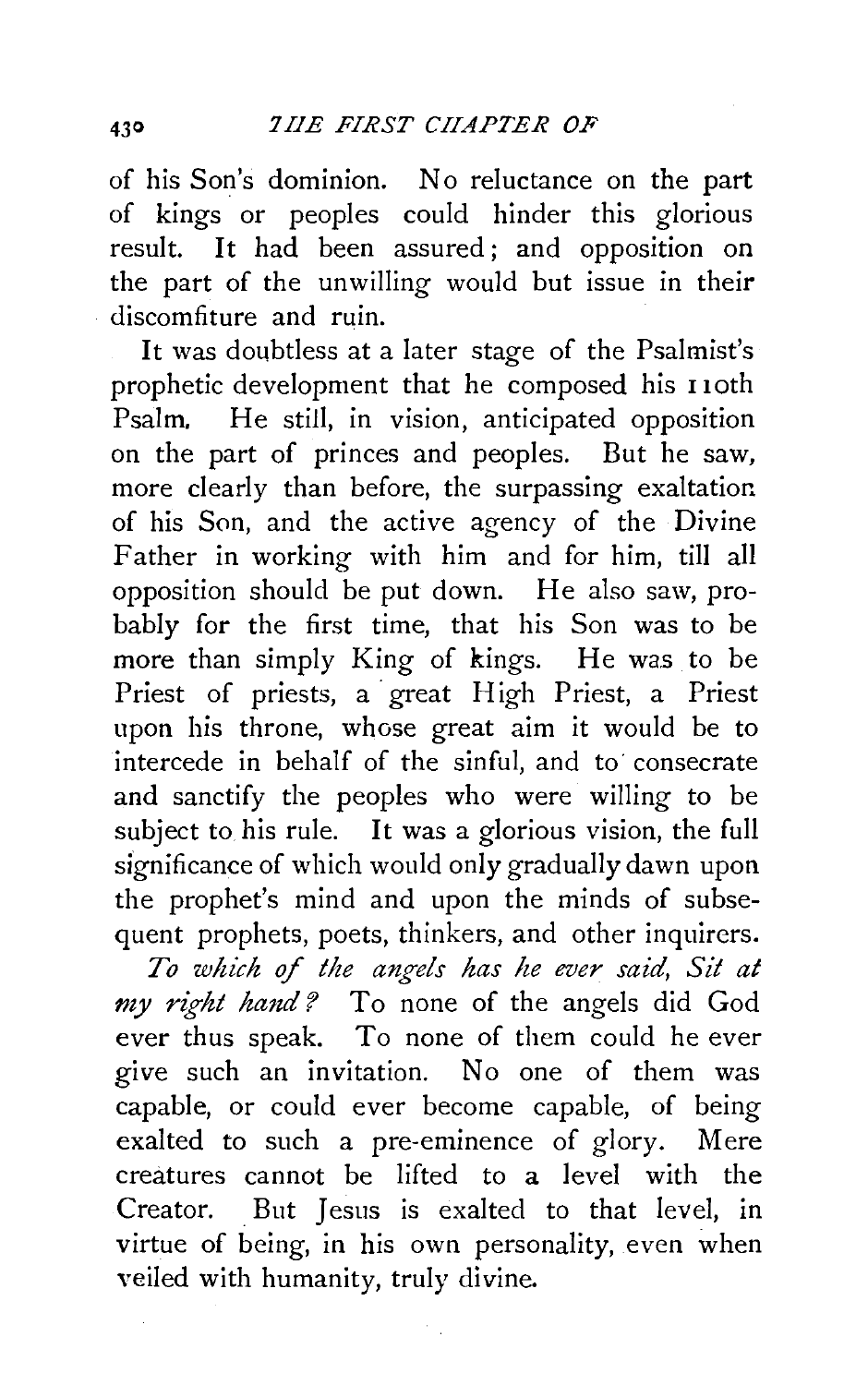of his Son's dominion. No reluctance on the part of kings or peoples could hinder this glorious result. It had been assured; and opposition on the part of the unwilling would but issue in their discomfiture and ruin.

It was doubtless at a later stage of the Psalmist's prophetic development that he composed his 110th Psalm. He still, in vision, anticipated opposition on the part of princes and peoples. But he saw, more clearly than before, the surpassing exaltation of his Son, and the active agency of the Divine Father in working with him and for him, till all opposition should be put down. He also saw, probably for the first time, that his Son was to be more than simply King of kings. He was to be Priest of priests, a great High Priest, a Priest upon his throne, whose great aim it would be to intercede in behalf of the sinful, and to consecrate and sanctify the peoples who were willing to be subject to his rule. It was a glorious vision, the full significance of which would only gradually dawn upon the prophet's mind and upon the minds of subsequent prophets, poets, thinkers, and other inquirers.

*To which of the angels has he ever said, Sit at my right hand?* To none of the angels did God ever thus speak. To none of them could he ever give such an invitation. No one of them was capable, or could ever become capable, of being exalted to such a pre-eminence of glory. Mere creatures cannot be lifted to a level with the Creator. But Jesus is exalted to that level, in virtue of being, in his own personality, even when veiled with humanity, truly divine.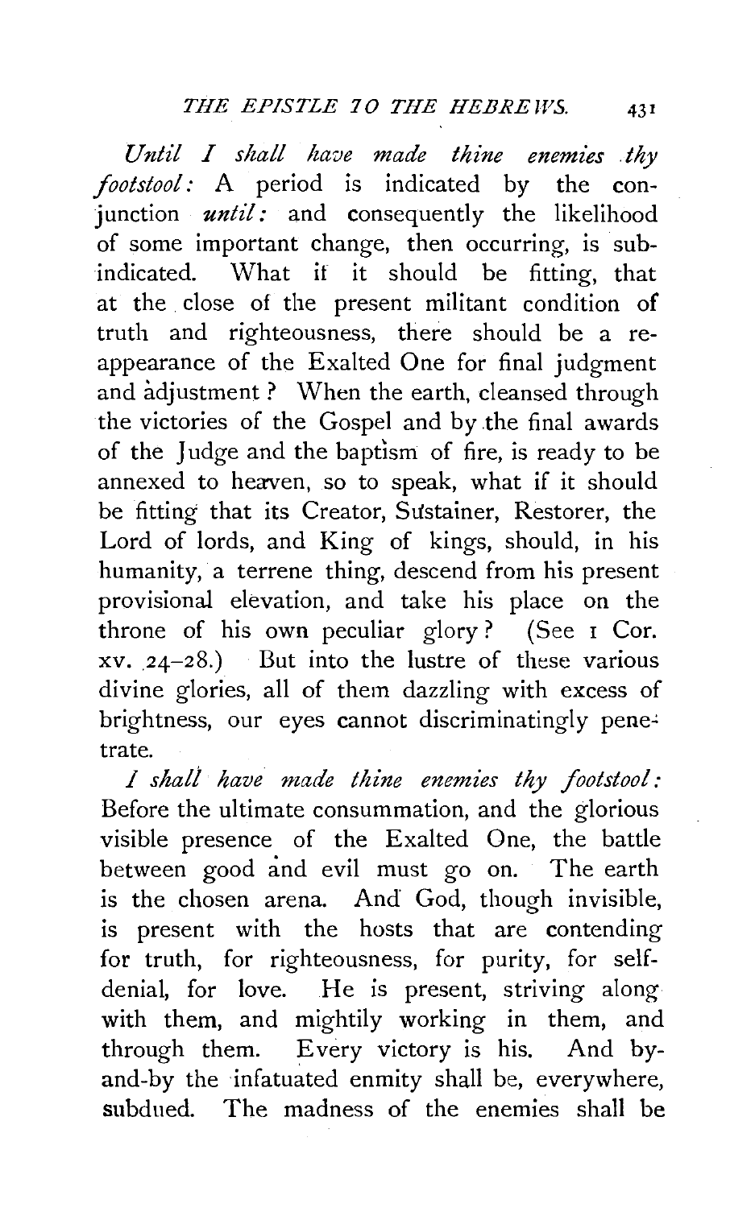*Until I shall have made thine enemies thy footstool:* A period is indicated by the conjunction *until:* and consequently the likelihood of some important change, then occurring, is subindicated. What if it should be fitting, that at the close of the present militant condition of truth and righteousness, there should be a reappearance of the Exalted One for final judgment and adjustment? When the earth, cleansed through the victories of the Gospel and by the final awards of the Judge and the baptism of fire, is ready to be annexed to heaven, so to speak, what if it should be fitting that its Creator, Sustainer, Restorer, the Lord of lords, and King of kings, should, in his humanity, a terrene thing, descend from his present provisional elevation, and take his place on the throne of his own peculiar glory? (See 1 Cor. xv. 24–28.) But into the lustre of these various divine glories, all of them dazzling with excess of brightness, our eyes cannot discriminatingly penetrate.

*I shall have made thine enemies thy footstool:* Before the ultimate consummation, and the glorious visible presence of the Exalted One, the battle between good and evil must go on. The earth is the chosen arena. And God, though invisible, is present with the hosts that are contending for truth, for righteousness, for purity, for self-denial, for love. He is present, striving along with them, and mightily working in them, and through them. Every victory is his. And by-and-by the infatuated enmity shall be, everywhere, subdued. The madness of the enemies shall be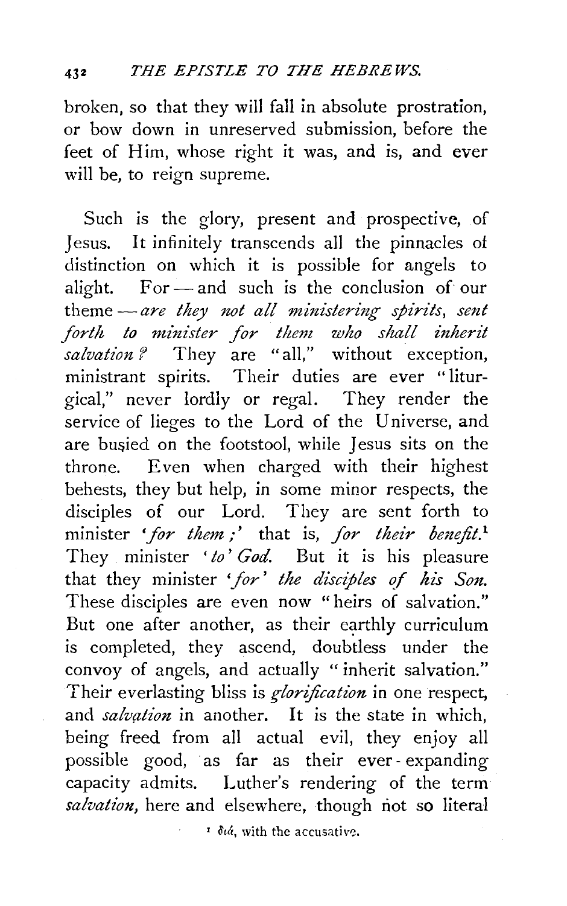broken, so that they will fall in absolute prostration, or bow down in unreserved submission, before the feet of Him, whose right it was, and is, and ever will be, to reign supreme.

Such is the glory, present and prospective, of Jesus. It infinitely transcends all the pinnacles of distinction on which it is possible for angels to alight. For — and such is the conclusion of our theme — *are they not all ministering spirits, sent forth to minister for them who shall inherit salvation?* They are "all," without exception, ministrant spirits. Their duties are ever "liturgical," never lordly or regal. They render the service of lieges to the Lord of the Universe, and are busied on the footstool, while Jesus sits on the throne. Even when charged with their highest behests, they but help, in some minor respects, the disciples of our Lord. They are sent forth to minister *'for them;'* that is, *for their benefit.*[1] They minister *'to' God.* But it is his pleasure that they minister *'for' the disciples of his Son.* These disciples are even now "heirs of salvation." But one after another, as their earthly curriculum is completed, they ascend, doubtless under the convoy of angels, and actually "inherit salvation." Their everlasting bliss is *glorification* in one respect, and *salvation* in another. It is the state in which, being freed from all actual evil, they enjoy all possible good, as far as their ever-expanding capacity admits. Luther's rendering of the term *salvation,* here and elsewhere, though not so literal

[1] διά, with the accusative.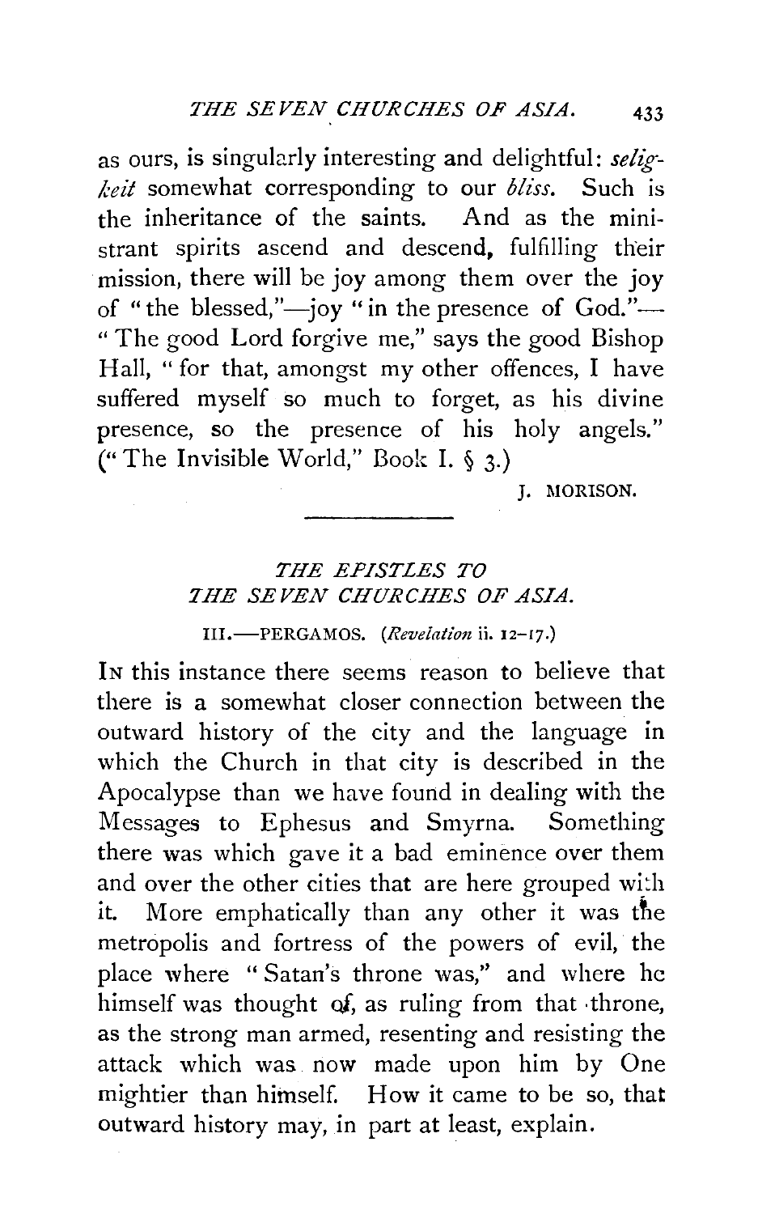as ours, is singularly interesting and delightful: *seligkeit* somewhat corresponding to our *bliss*. Such is the inheritance of the saints. And as the ministrant spirits ascend and descend, fulfilling their mission, there will be joy among them over the joy of "the blessed,"—joy "in the presence of God."—"The good Lord forgive me," says the good Bishop Hall, "for that, amongst my other offences, I have suffered myself so much to forget, as his divine presence, so the presence of his holy angels." ("The Invisible World," Book I. § 3.)

J. MORISON.

---

## *THE EPISTLES TO THE SEVEN CHURCHES OF ASIA.*

### III.—PERGAMOS. (*Revelation* ii. 12–17.)

In this instance there seems reason to believe that there is a somewhat closer connection between the outward history of the city and the language in which the Church in that city is described in the Apocalypse than we have found in dealing with the Messages to Ephesus and Smyrna. Something there was which gave it a bad eminence over them and over the other cities that are here grouped with it. More emphatically than any other it was the metropolis and fortress of the powers of evil, the place where "Satan's throne was," and where he himself was thought of, as ruling from that throne, as the strong man armed, resenting and resisting the attack which was now made upon him by One mightier than himself. How it came to be so, that outward history may, in part at least, explain.